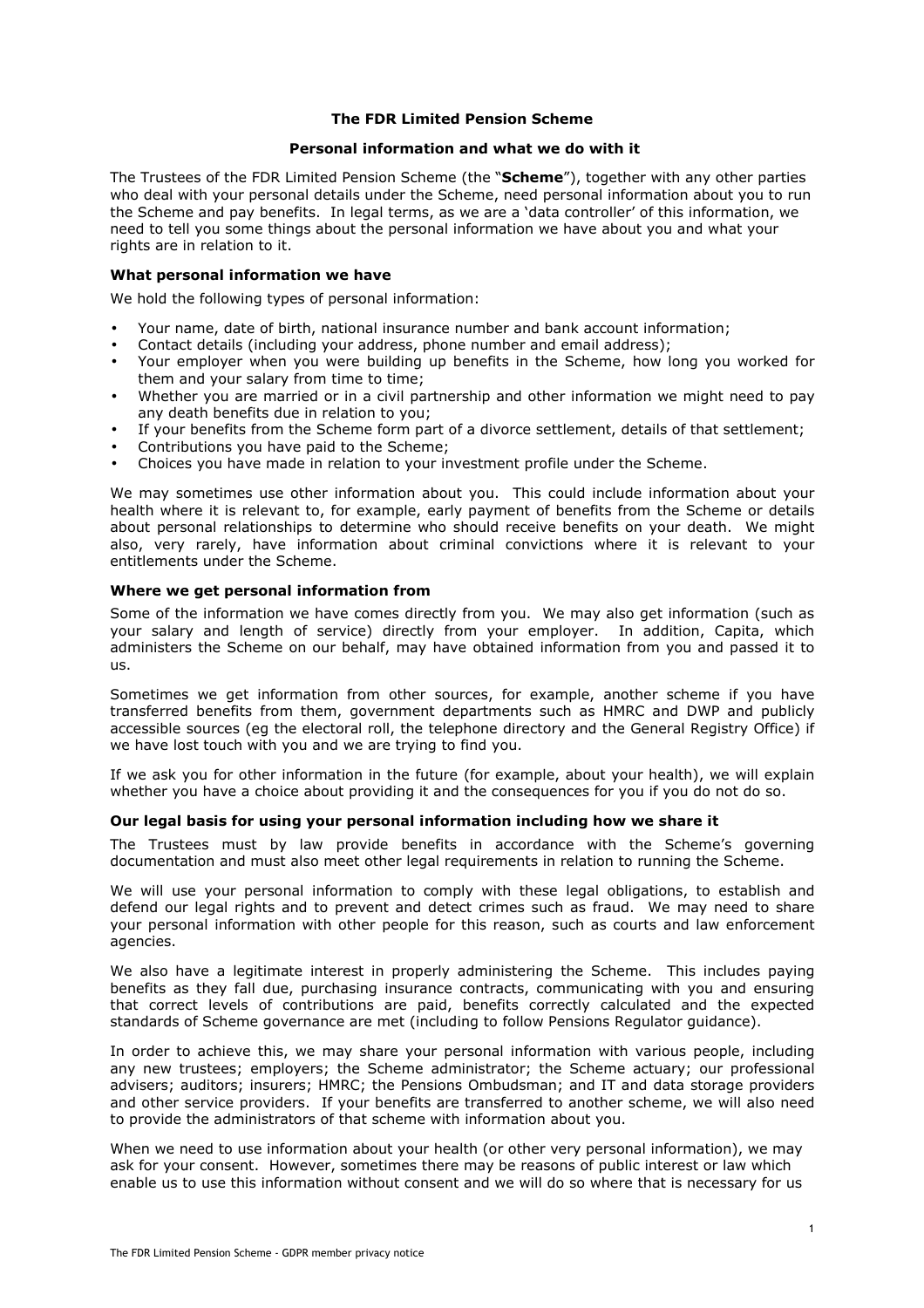# The FDR Limited Pension Scheme

## Personal information and what we do with it

The Trustees of the FDR Limited Pension Scheme (the "**Scheme**"), together with any other parties who deal with your personal details under the Scheme, need personal information about you to run the Scheme and pay benefits. In legal terms, as we are a 'data controller' of this information, we need to tell you some things about the personal information we have about you and what your rights are in relation to it.

### What personal information we have

We hold the following types of personal information:

- Your name, date of birth, national insurance number and bank account information;
- Contact details (including your address, phone number and email address);
- Your employer when you were building up benefits in the Scheme, how long you worked for them and your salary from time to time;
- Whether you are married or in a civil partnership and other information we might need to pay any death benefits due in relation to you;
- If your benefits from the Scheme form part of a divorce settlement, details of that settlement;
- Contributions you have paid to the Scheme;
- Choices you have made in relation to your investment profile under the Scheme.

We may sometimes use other information about you. This could include information about your health where it is relevant to, for example, early payment of benefits from the Scheme or details about personal relationships to determine who should receive benefits on your death. We might also, very rarely, have information about criminal convictions where it is relevant to your entitlements under the Scheme.

### Where we get personal information from

Some of the information we have comes directly from you. We may also get information (such as your salary and length of service) directly from your employer. In addition, Capita, which administers the Scheme on our behalf, may have obtained information from you and passed it to us.

Sometimes we get information from other sources, for example, another scheme if you have transferred benefits from them, government departments such as HMRC and DWP and publicly accessible sources (eg the electoral roll, the telephone directory and the General Registry Office) if we have lost touch with you and we are trying to find you.

If we ask you for other information in the future (for example, about your health), we will explain whether you have a choice about providing it and the consequences for you if you do not do so.

### Our legal basis for using your personal information including how we share it

The Trustees must by law provide benefits in accordance with the Scheme's governing documentation and must also meet other legal requirements in relation to running the Scheme.

We will use your personal information to comply with these legal obligations, to establish and defend our legal rights and to prevent and detect crimes such as fraud. We may need to share your personal information with other people for this reason, such as courts and law enforcement agencies.

We also have a legitimate interest in properly administering the Scheme. This includes paying benefits as they fall due, purchasing insurance contracts, communicating with you and ensuring that correct levels of contributions are paid, benefits correctly calculated and the expected standards of Scheme governance are met (including to follow Pensions Regulator guidance).

In order to achieve this, we may share your personal information with various people, including any new trustees; employers; the Scheme administrator; the Scheme actuary; our professional advisers; auditors; insurers; HMRC; the Pensions Ombudsman; and IT and data storage providers and other service providers. If your benefits are transferred to another scheme, we will also need to provide the administrators of that scheme with information about you.

When we need to use information about your health (or other very personal information), we may ask for your consent. However, sometimes there may be reasons of public interest or law which enable us to use this information without consent and we will do so where that is necessary for us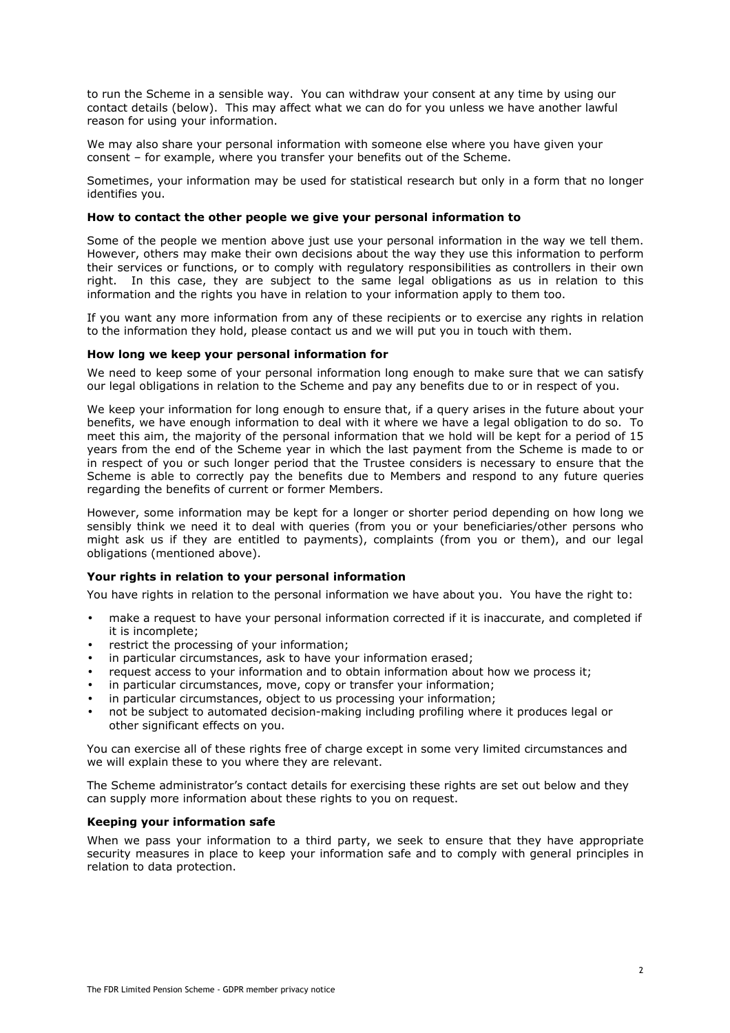to run the Scheme in a sensible way. You can withdraw your consent at any time by using our contact details (below). This may affect what we can do for you unless we have another lawful reason for using your information.

We may also share your personal information with someone else where you have given your consent – for example, where you transfer your benefits out of the Scheme.

Sometimes, your information may be used for statistical research but only in a form that no longer identifies you.

**How to contact the other people we give your personal information to**

Some of the people we mention above just use your personal information in the way we tell them. However, others may make their own decisions about the way they use this information to perform their services or functions, or to comply with regulatory responsibilities as controllers in their own right. In this case, they are subject to the same legal obligations as us in relation to this information and the rights you have in relation to your information apply to them too.

If you want any more information from any of these recipients or to exercise any rights in relation to the information they hold, please contact us and we will put you in touch with them.

**How long we keep your personal information for**

We need to keep some of your personal information long enough to make sure that we can satisfy our legal obligations in relation to the Scheme and pay any benefits due to or in respect of you.

We keep your information for long enough to ensure that, if a query arises in the future about your benefits, we have enough information to deal with it where we have a legal obligation to do so. To meet this aim, the majority of the personal information that we hold will be kept for a period of 15 years from the end of the Scheme year in which the last payment from the Scheme is made to or in respect of you or such longer period that the Trustee considers is necessary to ensure that the Scheme is able to correctly pay the benefits due to Members and respond to any future queries regarding the benefits of current or former Members.

However, some information may be kept for a longer or shorter period depending on how long we sensibly think we need it to deal with queries (from you or your beneficiaries/other persons who might ask us if they are entitled to payments), complaints (from you or them), and our legal obligations (mentioned above).

**Your rights in relation to your personal information**

You have rights in relation to the personal information we have about you. You have the right to:

- make a request to have your personal information corrected if it is inaccurate, and completed if it is incomplete;
- restrict the processing of your information;
- in particular circumstances, ask to have your information erased;
- request access to your information and to obtain information about how we process it;
- in particular circumstances, move, copy or transfer your information;
- in particular circumstances, object to us processing your information;
- not be subject to automated decision-making including profiling where it produces legal or other significant effects on you.

You can exercise all of these rights free of charge except in some very limited circumstances and we will explain these to you where they are relevant.

The Scheme administrator's contact details for exercising these rights are set out below and they can supply more information about these rights to you on request.

**Keeping your information safe**

When we pass your information to a third party, we seek to ensure that they have appropriate security measures in place to keep your information safe and to comply with general principles in relation to data protection.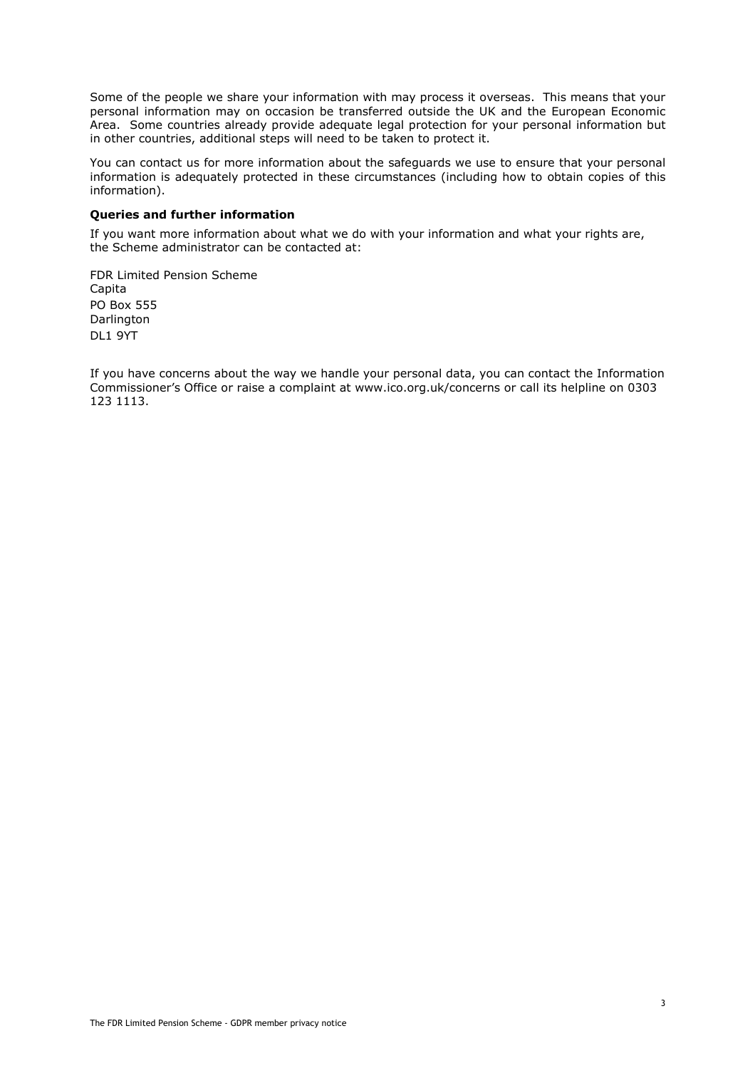Some of the people we share your information with may process it overseas. This means that your personal information may on occasion be transferred outside the UK and the European Economic Area. Some countries already provide adequate legal protection for your personal information but in other countries, additional steps will need to be taken to protect it.

You can contact us for more information about the safeguards we use to ensure that your personal information is adequately protected in these circumstances (including how to obtain copies of this information).

**Queries and further information**

If you want more information about what we do with your information and what your rights are, the Scheme administrator can be contacted at:

FDR Limited Pension Scheme
Capita
PO Box 555
Darlington
DL1 9YT

If you have concerns about the way we handle your personal data, you can contact the Information Commissioner's Office or raise a complaint at www.ico.org.uk/concerns or call its helpline on 0303 123 1113.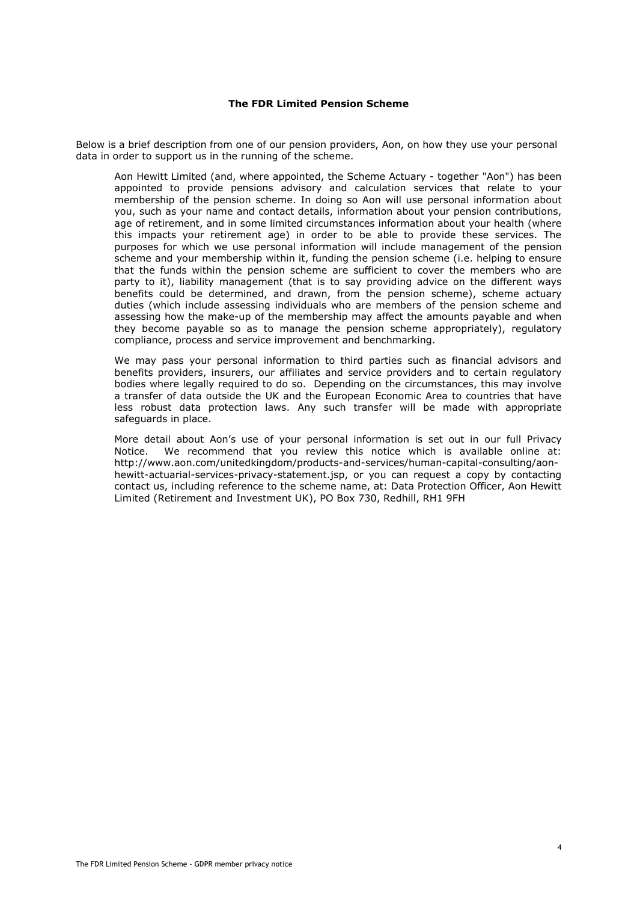**The FDR Limited Pension Scheme**

Below is a brief description from one of our pension providers, Aon, on how they use your personal data in order to support us in the running of the scheme.

> Aon Hewitt Limited (and, where appointed, the Scheme Actuary - together "Aon") has been appointed to provide pensions advisory and calculation services that relate to your membership of the pension scheme. In doing so Aon will use personal information about you, such as your name and contact details, information about your pension contributions, age of retirement, and in some limited circumstances information about your health (where this impacts your retirement age) in order to be able to provide these services. The purposes for which we use personal information will include management of the pension scheme and your membership within it, funding the pension scheme (i.e. helping to ensure that the funds within the pension scheme are sufficient to cover the members who are party to it), liability management (that is to say providing advice on the different ways benefits could be determined, and drawn, from the pension scheme), scheme actuary duties (which include assessing individuals who are members of the pension scheme and assessing how the make-up of the membership may affect the amounts payable and when they become payable so as to manage the pension scheme appropriately), regulatory compliance, process and service improvement and benchmarking.
>
> We may pass your personal information to third parties such as financial advisors and benefits providers, insurers, our affiliates and service providers and to certain regulatory bodies where legally required to do so. Depending on the circumstances, this may involve a transfer of data outside the UK and the European Economic Area to countries that have less robust data protection laws. Any such transfer will be made with appropriate safeguards in place.
>
> More detail about Aon's use of your personal information is set out in our full Privacy Notice. We recommend that you review this notice which is available online at: http://www.aon.com/unitedkingdom/products-and-services/human-capital-consulting/aon-hewitt-actuarial-services-privacy-statement.jsp, or you can request a copy by contacting contact us, including reference to the scheme name, at: Data Protection Officer, Aon Hewitt Limited (Retirement and Investment UK), PO Box 730, Redhill, RH1 9FH